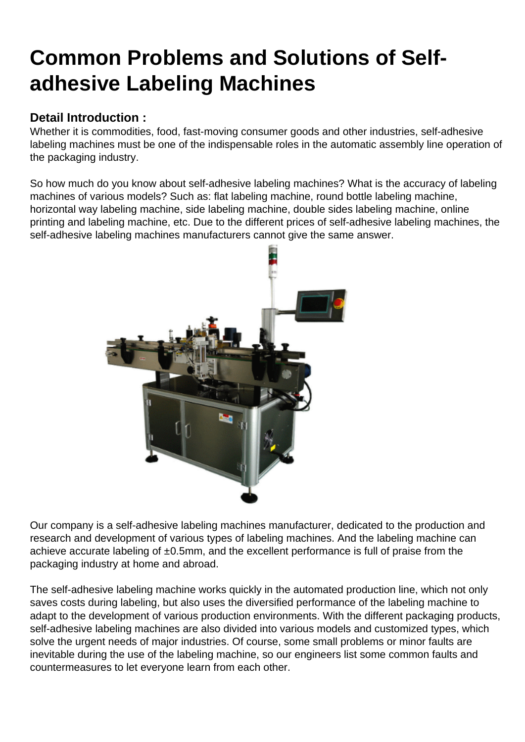# Common Problems and Solutions of Self-adhesive Labeling Machines

### Detail Introduction :

Whether it is commodities, food, fast-moving consumer goods and other industries, self-adhesive labeling machines must be one of the indispensable roles in the automatic assembly line operation of the packaging industry.

So how much do you know about self-adhesive labeling machines? What is the accuracy of labeling machines of various models? Such as: flat labeling machine, round bottle labeling machine, horizontal way labeling machine, side labeling machine, double sides labeling machine, online printing and labeling machine, etc. Due to the different prices of self-adhesive labeling machines, the self-adhesive labeling machines manufacturers cannot give the same answer.

Our company is a self-adhesive labeling machines manufacturer, dedicated to the production and research and development of various types of labeling machines. And the labeling machine can achieve accurate labeling of ±0.5mm, and the excellent performance is full of praise from the packaging industry at home and abroad.

The self-adhesive labeling machine works quickly in the automated production line, which not only saves costs during labeling, but also uses the diversified performance of the labeling machine to adapt to the development of various production environments. With the different packaging products, self-adhesive labeling machines are also divided into various models and customized types, which solve the urgent needs of major industries. Of course, some small problems or minor faults are inevitable during the use of the labeling machine, so our engineers list some common faults and countermeasures to let everyone learn from each other.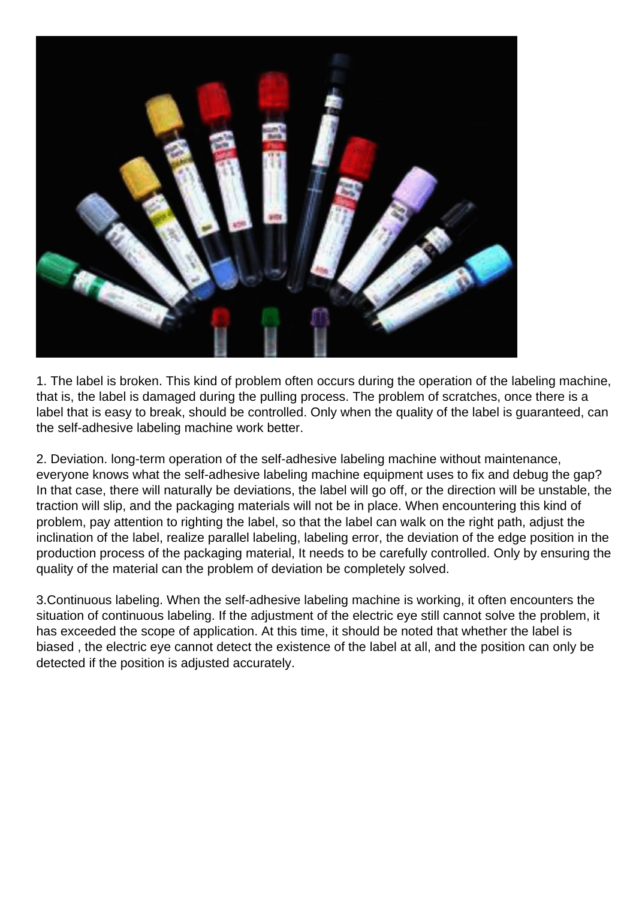1. The label is broken. This kind of problem often occurs during the operation of the labeling machine, that is, the label is damaged during the pulling process. The problem of scratches, once there is a label that is easy to break, should be controlled. Only when the quality of the label is guaranteed, can the self-adhesive labeling machine work better.

2. Deviation. long-term operation of the self-adhesive labeling machine without maintenance, everyone knows what the self-adhesive labeling machine equipment uses to fix and debug the gap? In that case, there will naturally be deviations, the label will go off, or the direction will be unstable, the traction will slip, and the packaging materials will not be in place. When encountering this kind of problem, pay attention to righting the label, so that the label can walk on the right path, adjust the inclination of the label, realize parallel labeling, labeling error, the deviation of the edge position in the production process of the packaging material, It needs to be carefully controlled. Only by ensuring the quality of the material can the problem of deviation be completely solved.

3.Continuous labeling. When the self-adhesive labeling machine is working, it often encounters the situation of continuous labeling. If the adjustment of the electric eye still cannot solve the problem, it has exceeded the scope of application. At this time, it should be noted that whether the label is biased , the electric eye cannot detect the existence of the label at all, and the position can only be detected if the position is adjusted accurately.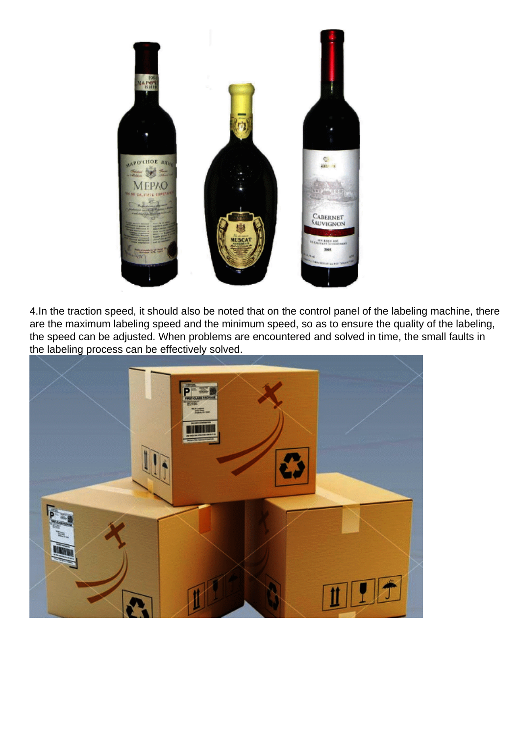4.In the traction speed, it should also be noted that on the control panel of the labeling machine, there are the maximum labeling speed and the minimum speed, so as to ensure the quality of the labeling, the speed can be adjusted. When problems are encountered and solved in time, the small faults in the labeling process can be effectively solved.